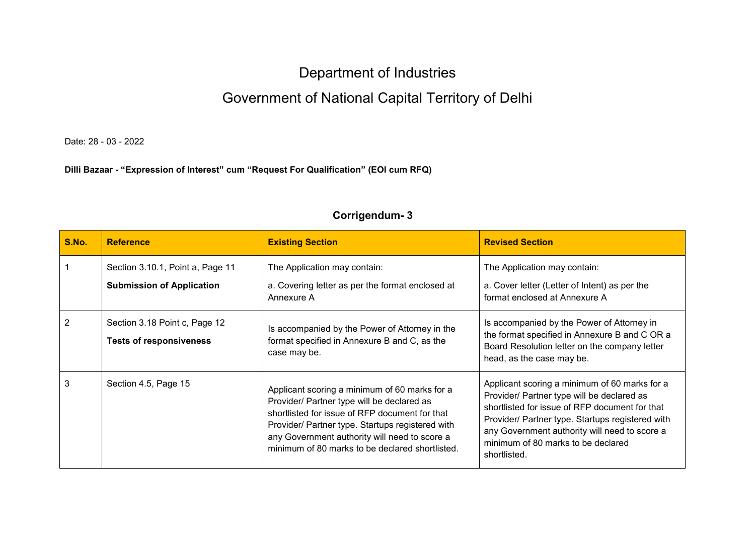# Department of Industries

# Government of National Capital Territory of Delhi

Date: 28 - 03 - 2022

**Dilli Bazaar - "Expression of Interest" cum "Request For Qualification" (EOI cum RFQ)**

## Corrigendum- 3

| S.No. | Reference | Existing Section | Revised Section |
|---|---|---|---|
| 1 | Section 3.10.1, Point a, Page 11<br>**Submission of Application** | The Application may contain:<br>a. Covering letter as per the format enclosed at Annexure A | The Application may contain:<br>a. Cover letter (Letter of Intent) as per the format enclosed at Annexure A |
| 2 | Section 3.18 Point c, Page 12<br>**Tests of responsiveness** | Is accompanied by the Power of Attorney in the format specified in Annexure B and C, as the case may be. | Is accompanied by the Power of Attorney in the format specified in Annexure B and C OR a Board Resolution letter on the company letter head, as the case may be. |
| 3 | Section 4.5, Page 15 | Applicant scoring a minimum of 60 marks for a Provider/ Partner type will be declared as shortlisted for issue of RFP document for that Provider/ Partner type. Startups registered with any Government authority will need to score a minimum of 80 marks to be declared shortlisted. | Applicant scoring a minimum of 60 marks for a Provider/ Partner type will be declared as shortlisted for issue of RFP document for that Provider/ Partner type. Startups registered with any Government authority will need to score a minimum of 80 marks to be declared shortlisted. |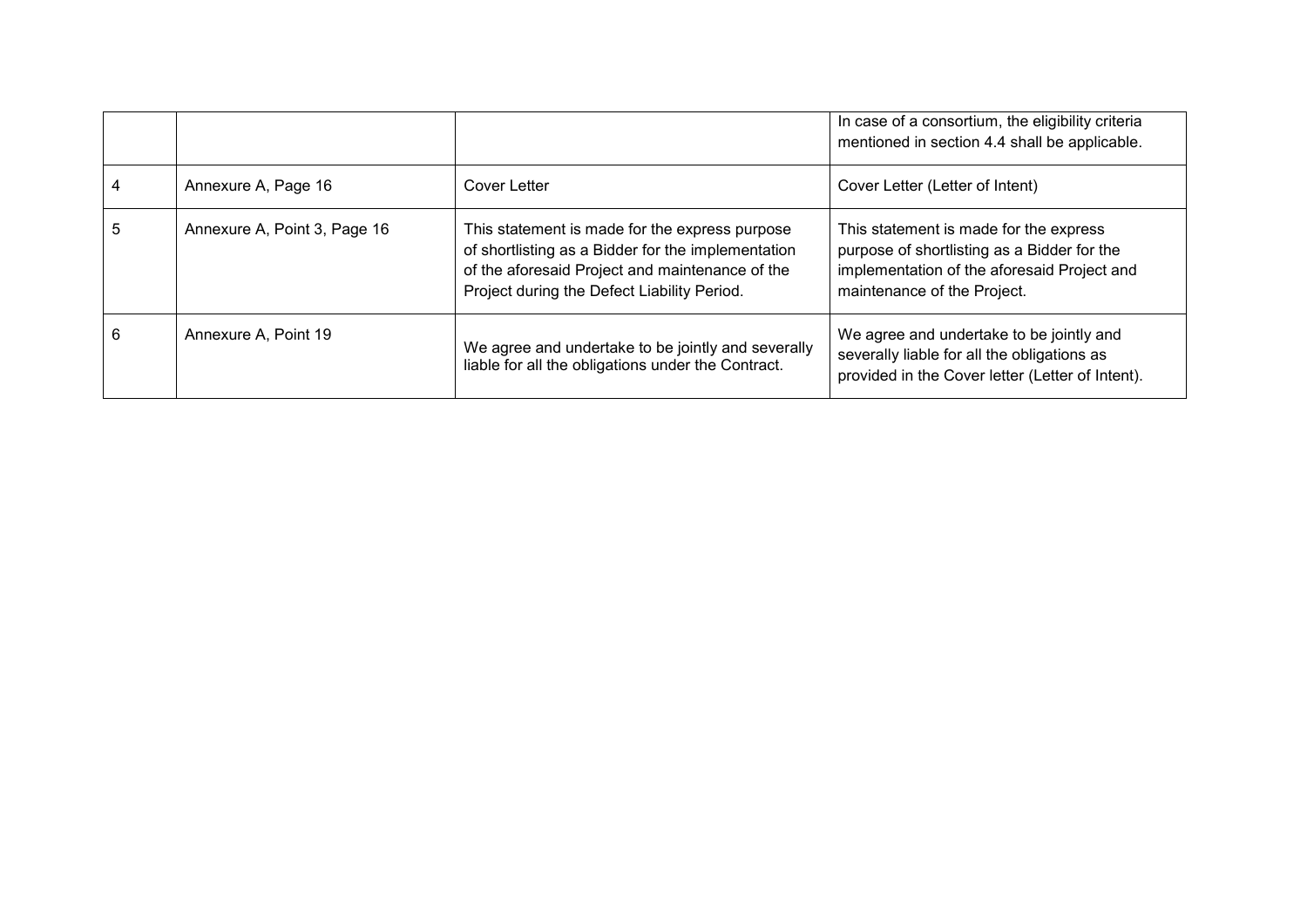| | | | |
|---|---|---|---|
| | | | In case of a consortium, the eligibility criteria mentioned in section 4.4 shall be applicable. |
| 4 | Annexure A, Page 16 | Cover Letter | Cover Letter (Letter of Intent) |
| 5 | Annexure A, Point 3, Page 16 | This statement is made for the express purpose of shortlisting as a Bidder for the implementation of the aforesaid Project and maintenance of the Project during the Defect Liability Period. | This statement is made for the express purpose of shortlisting as a Bidder for the implementation of the aforesaid Project and maintenance of the Project. |
| 6 | Annexure A, Point 19 | We agree and undertake to be jointly and severally liable for all the obligations under the Contract. | We agree and undertake to be jointly and severally liable for all the obligations as provided in the Cover letter (Letter of Intent). |